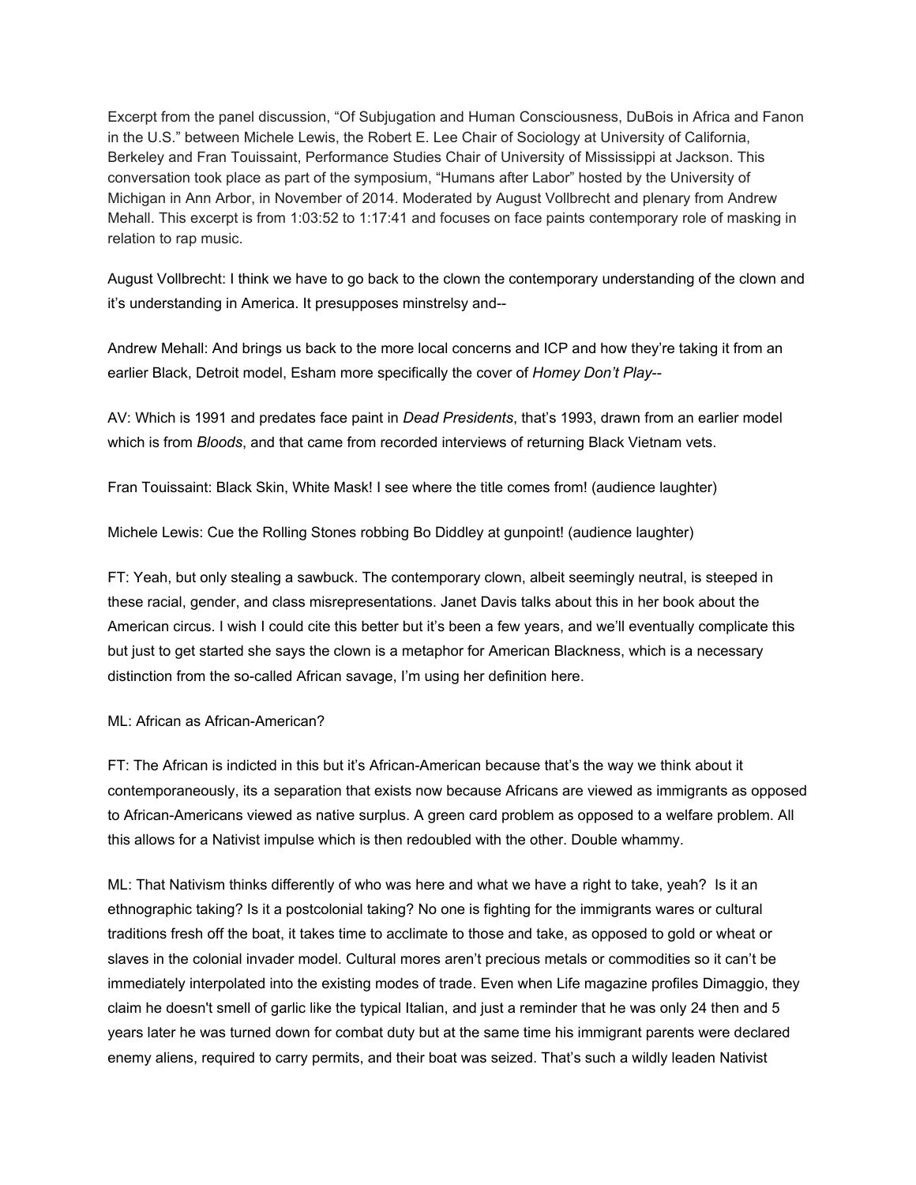Excerpt from the panel discussion, "Of Subjugation and Human Consciousness, DuBois in Africa and Fanon in the U.S." between Michele Lewis, the Robert E. Lee Chair of Sociology at University of California, Berkeley and Fran Touissaint, Performance Studies Chair of University of Mississippi at Jackson. This conversation took place as part of the symposium, "Humans after Labor" hosted by the University of Michigan in Ann Arbor, in November of 2014. Moderated by August Vollbrecht and plenary from Andrew Mehall. This excerpt is from 1:03:52 to 1:17:41 and focuses on face paints contemporary role of masking in relation to rap music.

August Vollbrecht: I think we have to go back to the clown the contemporary understanding of the clown and it's understanding in America. It presupposes minstrelsy and--

Andrew Mehall: And brings us back to the more local concerns and ICP and how they're taking it from an earlier Black, Detroit model, Esham more specifically the cover of *Homey Don't Play*--

AV: Which is 1991 and predates face paint in *Dead Presidents*, that's 1993, drawn from an earlier model which is from *Bloods*, and that came from recorded interviews of returning Black Vietnam vets.

Fran Touissaint: Black Skin, White Mask! I see where the title comes from! (audience laughter)

Michele Lewis: Cue the Rolling Stones robbing Bo Diddley at gunpoint! (audience laughter)

FT: Yeah, but only stealing a sawbuck. The contemporary clown, albeit seemingly neutral, is steeped in these racial, gender, and class misrepresentations. Janet Davis talks about this in her book about the American circus. I wish I could cite this better but it's been a few years, and we'll eventually complicate this but just to get started she says the clown is a metaphor for American Blackness, which is a necessary distinction from the so-called African savage, I'm using her definition here.

ML: African as African-American?

FT: The African is indicted in this but it's African-American because that's the way we think about it contemporaneously, its a separation that exists now because Africans are viewed as immigrants as opposed to African-Americans viewed as native surplus. A green card problem as opposed to a welfare problem. All this allows for a Nativist impulse which is then redoubled with the other. Double whammy.

ML: That Nativism thinks differently of who was here and what we have a right to take, yeah? Is it an ethnographic taking? Is it a postcolonial taking? No one is fighting for the immigrants wares or cultural traditions fresh off the boat, it takes time to acclimate to those and take, as opposed to gold or wheat or slaves in the colonial invader model. Cultural mores aren't precious metals or commodities so it can't be immediately interpolated into the existing modes of trade. Even when Life magazine profiles Dimaggio, they claim he doesn't smell of garlic like the typical Italian, and just a reminder that he was only 24 then and 5 years later he was turned down for combat duty but at the same time his immigrant parents were declared enemy aliens, required to carry permits, and their boat was seized. That's such a wildly leaden Nativist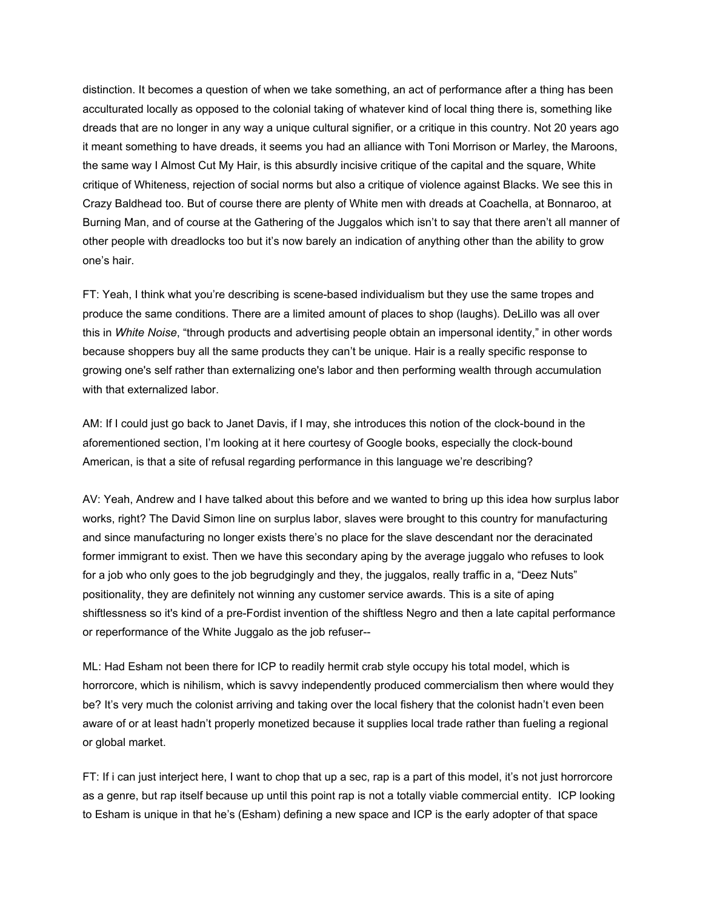distinction. It becomes a question of when we take something, an act of performance after a thing has been acculturated locally as opposed to the colonial taking of whatever kind of local thing there is, something like dreads that are no longer in any way a unique cultural signifier, or a critique in this country. Not 20 years ago it meant something to have dreads, it seems you had an alliance with Toni Morrison or Marley, the Maroons, the same way I Almost Cut My Hair, is this absurdly incisive critique of the capital and the square, White critique of Whiteness, rejection of social norms but also a critique of violence against Blacks. We see this in Crazy Baldhead too. But of course there are plenty of White men with dreads at Coachella, at Bonnaroo, at Burning Man, and of course at the Gathering of the Juggalos which isn't to say that there aren't all manner of other people with dreadlocks too but it's now barely an indication of anything other than the ability to grow one's hair.

FT: Yeah, I think what you're describing is scene-based individualism but they use the same tropes and produce the same conditions. There are a limited amount of places to shop (laughs). DeLillo was all over this in *White Noise*, "through products and advertising people obtain an impersonal identity," in other words because shoppers buy all the same products they can't be unique. Hair is a really specific response to growing one's self rather than externalizing one's labor and then performing wealth through accumulation with that externalized labor.

AM: If I could just go back to Janet Davis, if I may, she introduces this notion of the clock-bound in the aforementioned section, I'm looking at it here courtesy of Google books, especially the clock-bound American, is that a site of refusal regarding performance in this language we're describing?

AV: Yeah, Andrew and I have talked about this before and we wanted to bring up this idea how surplus labor works, right? The David Simon line on surplus labor, slaves were brought to this country for manufacturing and since manufacturing no longer exists there's no place for the slave descendant nor the deracinated former immigrant to exist. Then we have this secondary aping by the average juggalo who refuses to look for a job who only goes to the job begrudgingly and they, the juggalos, really traffic in a, "Deez Nuts" positionality, they are definitely not winning any customer service awards. This is a site of aping shiftlessness so it's kind of a pre-Fordist invention of the shiftless Negro and then a late capital performance or reperformance of the White Juggalo as the job refuser--

ML: Had Esham not been there for ICP to readily hermit crab style occupy his total model, which is horrorcore, which is nihilism, which is savvy independently produced commercialism then where would they be? It's very much the colonist arriving and taking over the local fishery that the colonist hadn't even been aware of or at least hadn't properly monetized because it supplies local trade rather than fueling a regional or global market.

FT: If i can just interject here, I want to chop that up a sec, rap is a part of this model, it's not just horrorcore as a genre, but rap itself because up until this point rap is not a totally viable commercial entity. ICP looking to Esham is unique in that he's (Esham) defining a new space and ICP is the early adopter of that space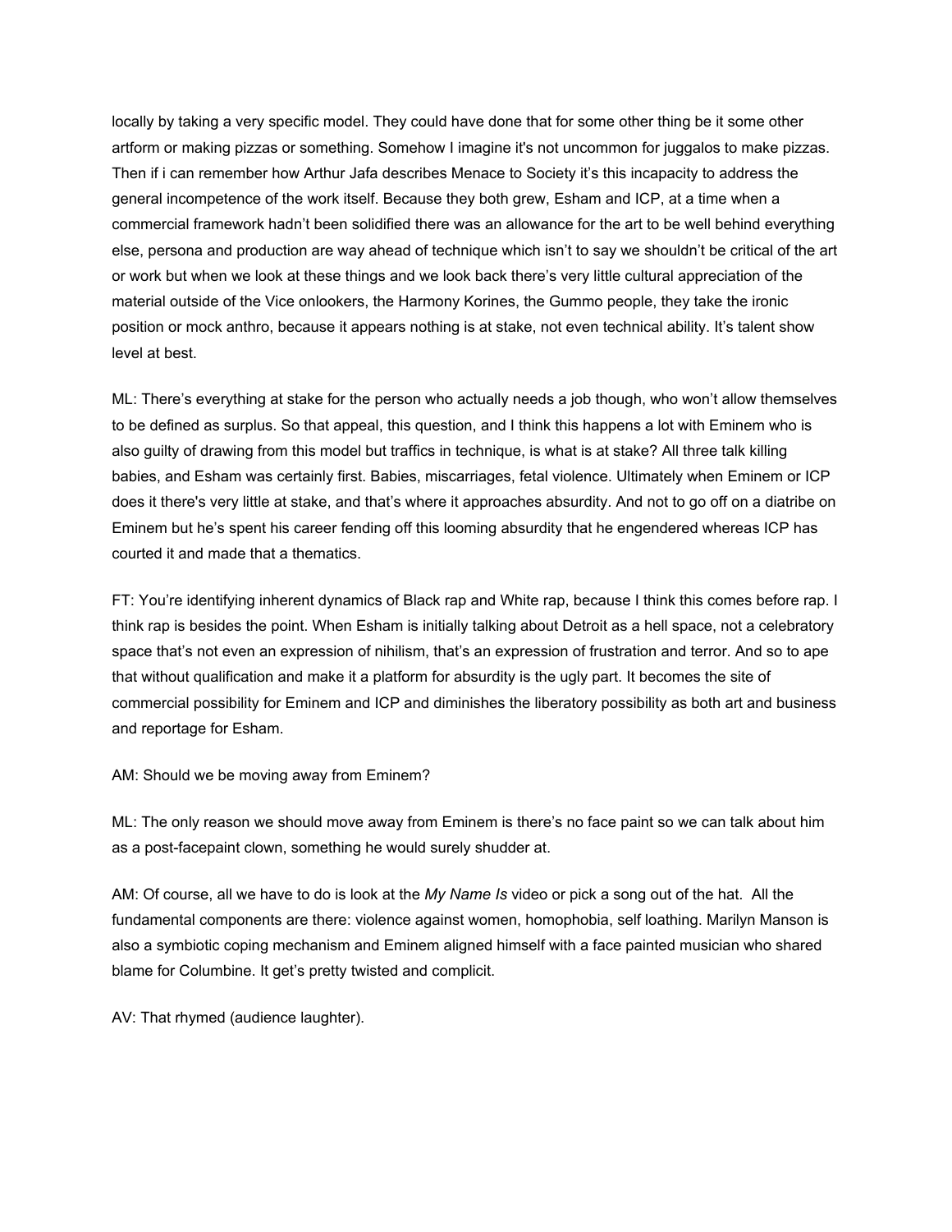locally by taking a very specific model. They could have done that for some other thing be it some other artform or making pizzas or something. Somehow I imagine it's not uncommon for juggalos to make pizzas. Then if i can remember how Arthur Jafa describes Menace to Society it's this incapacity to address the general incompetence of the work itself. Because they both grew, Esham and ICP, at a time when a commercial framework hadn't been solidified there was an allowance for the art to be well behind everything else, persona and production are way ahead of technique which isn't to say we shouldn't be critical of the art or work but when we look at these things and we look back there's very little cultural appreciation of the material outside of the Vice onlookers, the Harmony Korines, the Gummo people, they take the ironic position or mock anthro, because it appears nothing is at stake, not even technical ability. It's talent show level at best.

ML: There's everything at stake for the person who actually needs a job though, who won't allow themselves to be defined as surplus. So that appeal, this question, and I think this happens a lot with Eminem who is also guilty of drawing from this model but traffics in technique, is what is at stake? All three talk killing babies, and Esham was certainly first. Babies, miscarriages, fetal violence. Ultimately when Eminem or ICP does it there's very little at stake, and that's where it approaches absurdity. And not to go off on a diatribe on Eminem but he's spent his career fending off this looming absurdity that he engendered whereas ICP has courted it and made that a thematics.

FT: You're identifying inherent dynamics of Black rap and White rap, because I think this comes before rap. I think rap is besides the point. When Esham is initially talking about Detroit as a hell space, not a celebratory space that's not even an expression of nihilism, that's an expression of frustration and terror. And so to ape that without qualification and make it a platform for absurdity is the ugly part. It becomes the site of commercial possibility for Eminem and ICP and diminishes the liberatory possibility as both art and business and reportage for Esham.

AM: Should we be moving away from Eminem?

ML: The only reason we should move away from Eminem is there's no face paint so we can talk about him as a post-facepaint clown, something he would surely shudder at.

AM: Of course, all we have to do is look at the *My Name Is* video or pick a song out of the hat. All the fundamental components are there: violence against women, homophobia, self loathing. Marilyn Manson is also a symbiotic coping mechanism and Eminem aligned himself with a face painted musician who shared blame for Columbine. It get's pretty twisted and complicit.

AV: That rhymed (audience laughter).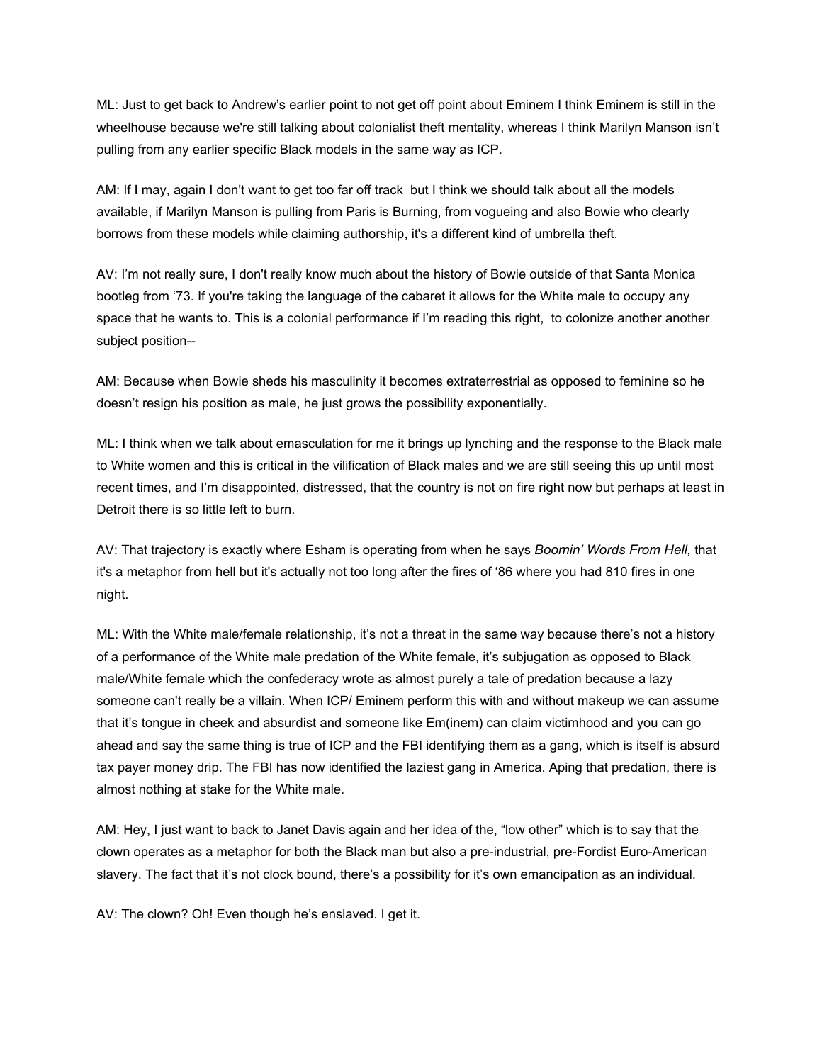ML: Just to get back to Andrew's earlier point to not get off point about Eminem I think Eminem is still in the wheelhouse because we're still talking about colonialist theft mentality, whereas I think Marilyn Manson isn't pulling from any earlier specific Black models in the same way as ICP.

AM: If I may, again I don't want to get too far off track but I think we should talk about all the models available, if Marilyn Manson is pulling from Paris is Burning, from vogueing and also Bowie who clearly borrows from these models while claiming authorship, it's a different kind of umbrella theft.

AV: I'm not really sure, I don't really know much about the history of Bowie outside of that Santa Monica bootleg from '73. If you're taking the language of the cabaret it allows for the White male to occupy any space that he wants to. This is a colonial performance if I'm reading this right, to colonize another another subject position--

AM: Because when Bowie sheds his masculinity it becomes extraterrestrial as opposed to feminine so he doesn't resign his position as male, he just grows the possibility exponentially.

ML: I think when we talk about emasculation for me it brings up lynching and the response to the Black male to White women and this is critical in the vilification of Black males and we are still seeing this up until most recent times, and I'm disappointed, distressed, that the country is not on fire right now but perhaps at least in Detroit there is so little left to burn.

AV: That trajectory is exactly where Esham is operating from when he says *Boomin' Words From Hell,* that it's a metaphor from hell but it's actually not too long after the fires of '86 where you had 810 fires in one night.

ML: With the White male/female relationship, it's not a threat in the same way because there's not a history of a performance of the White male predation of the White female, it's subjugation as opposed to Black male/White female which the confederacy wrote as almost purely a tale of predation because a lazy someone can't really be a villain. When ICP/ Eminem perform this with and without makeup we can assume that it's tongue in cheek and absurdist and someone like Em(inem) can claim victimhood and you can go ahead and say the same thing is true of ICP and the FBI identifying them as a gang, which is itself is absurd tax payer money drip. The FBI has now identified the laziest gang in America. Aping that predation, there is almost nothing at stake for the White male.

AM: Hey, I just want to back to Janet Davis again and her idea of the, "low other" which is to say that the clown operates as a metaphor for both the Black man but also a pre-industrial, pre-Fordist Euro-American slavery. The fact that it's not clock bound, there's a possibility for it's own emancipation as an individual.

AV: The clown? Oh! Even though he's enslaved. I get it.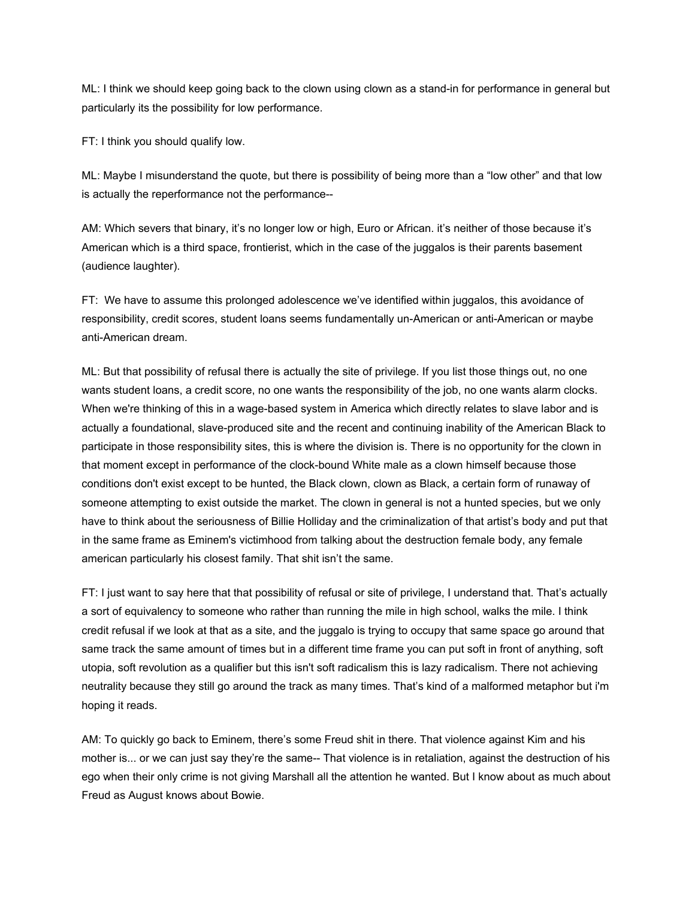ML: I think we should keep going back to the clown using clown as a stand-in for performance in general but particularly its the possibility for low performance.

FT: I think you should qualify low.

ML: Maybe I misunderstand the quote, but there is possibility of being more than a “low other” and that low is actually the reperformance not the performance--

AM: Which severs that binary, it’s no longer low or high, Euro or African. it’s neither of those because it’s American which is a third space, frontierist, which in the case of the juggalos is their parents basement (audience laughter).

FT: We have to assume this prolonged adolescence we’ve identified within juggalos, this avoidance of responsibility, credit scores, student loans seems fundamentally un-American or anti-American or maybe anti-American dream.

ML: But that possibility of refusal there is actually the site of privilege. If you list those things out, no one wants student loans, a credit score, no one wants the responsibility of the job, no one wants alarm clocks. When we're thinking of this in a wage-based system in America which directly relates to slave labor and is actually a foundational, slave-produced site and the recent and continuing inability of the American Black to participate in those responsibility sites, this is where the division is. There is no opportunity for the clown in that moment except in performance of the clock-bound White male as a clown himself because those conditions don't exist except to be hunted, the Black clown, clown as Black, a certain form of runaway of someone attempting to exist outside the market. The clown in general is not a hunted species, but we only have to think about the seriousness of Billie Holliday and the criminalization of that artist’s body and put that in the same frame as Eminem's victimhood from talking about the destruction female body, any female american particularly his closest family. That shit isn’t the same.

FT: I just want to say here that that possibility of refusal or site of privilege, I understand that. That’s actually a sort of equivalency to someone who rather than running the mile in high school, walks the mile. I think credit refusal if we look at that as a site, and the juggalo is trying to occupy that same space go around that same track the same amount of times but in a different time frame you can put soft in front of anything, soft utopia, soft revolution as a qualifier but this isn't soft radicalism this is lazy radicalism. There not achieving neutrality because they still go around the track as many times. That’s kind of a malformed metaphor but i'm hoping it reads.

AM: To quickly go back to Eminem, there’s some Freud shit in there. That violence against Kim and his mother is... or we can just say they’re the same-- That violence is in retaliation, against the destruction of his ego when their only crime is not giving Marshall all the attention he wanted. But I know about as much about Freud as August knows about Bowie.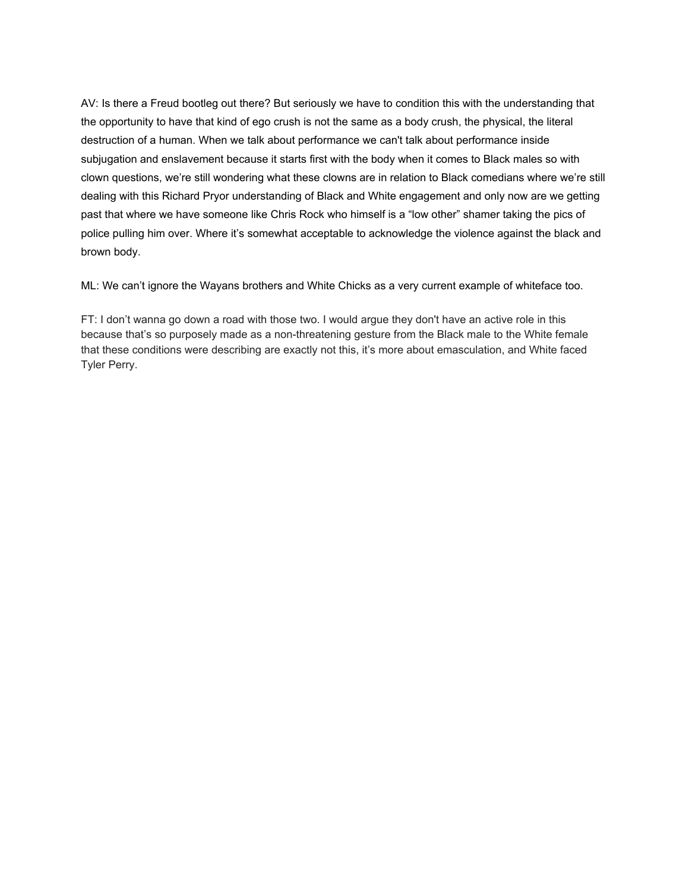AV: Is there a Freud bootleg out there? But seriously we have to condition this with the understanding that the opportunity to have that kind of ego crush is not the same as a body crush, the physical, the literal destruction of a human. When we talk about performance we can't talk about performance inside subjugation and enslavement because it starts first with the body when it comes to Black males so with clown questions, we're still wondering what these clowns are in relation to Black comedians where we're still dealing with this Richard Pryor understanding of Black and White engagement and only now are we getting past that where we have someone like Chris Rock who himself is a "low other" shamer taking the pics of police pulling him over. Where it's somewhat acceptable to acknowledge the violence against the black and brown body.

ML: We can't ignore the Wayans brothers and White Chicks as a very current example of whiteface too.

FT: I don't wanna go down a road with those two. I would argue they don't have an active role in this because that's so purposely made as a non-threatening gesture from the Black male to the White female that these conditions were describing are exactly not this, it's more about emasculation, and White faced Tyler Perry.